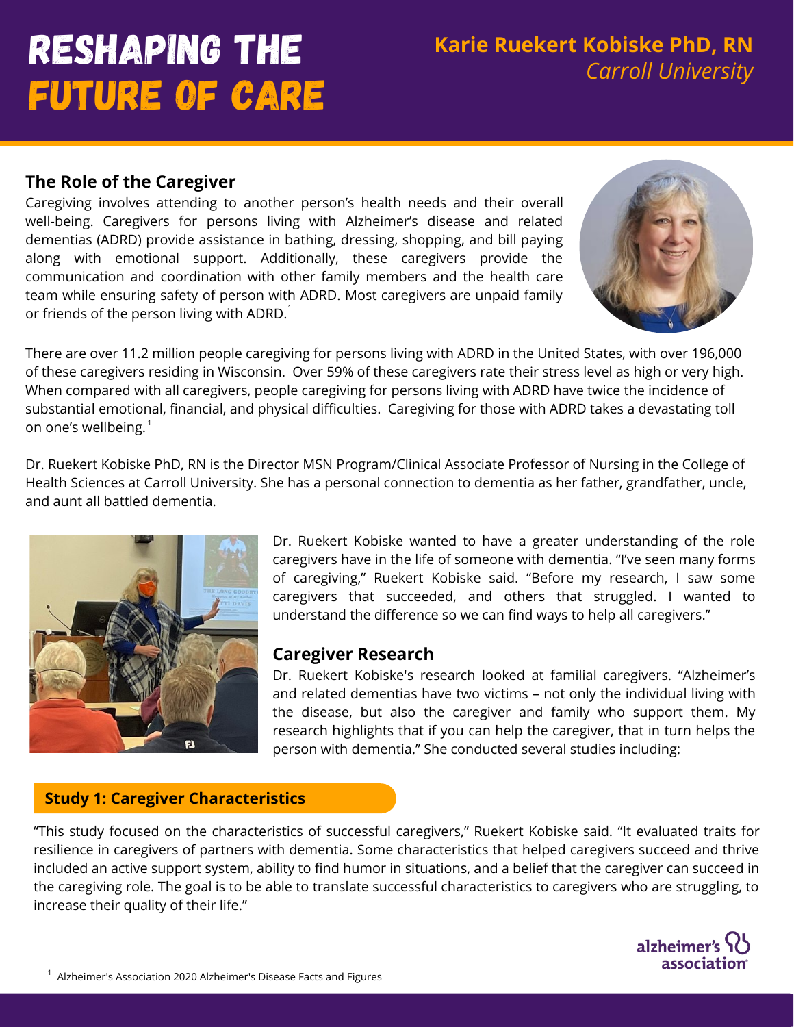# RESHAPING THE FUTURE OF CARE

**Karie Ruekert Kobiske PhD, RN**
*Carroll University*

## The Role of the Caregiver

Caregiving involves attending to another person's health needs and their overall well-being. Caregivers for persons living with Alzheimer's disease and related dementias (ADRD) provide assistance in bathing, dressing, shopping, and bill paying along with emotional support. Additionally, these caregivers provide the communication and coordination with other family members and the health care team while ensuring safety of person with ADRD. Most caregivers are unpaid family or friends of the person living with ADRD.[1]

There are over 11.2 million people caregiving for persons living with ADRD in the United States, with over 196,000 of these caregivers residing in Wisconsin. Over 59% of these caregivers rate their stress level as high or very high. When compared with all caregivers, people caregiving for persons living with ADRD have twice the incidence of substantial emotional, financial, and physical difficulties. Caregiving for those with ADRD takes a devastating toll on one's wellbeing.[1]

Dr. Ruekert Kobiske PhD, RN is the Director MSN Program/Clinical Associate Professor of Nursing in the College of Health Sciences at Carroll University. She has a personal connection to dementia as her father, grandfather, uncle, and aunt all battled dementia.

Dr. Ruekert Kobiske wanted to have a greater understanding of the role caregivers have in the life of someone with dementia. "I've seen many forms of caregiving," Ruekert Kobiske said. "Before my research, I saw some caregivers that succeeded, and others that struggled. I wanted to understand the difference so we can find ways to help all caregivers."

## Caregiver Research

Dr. Ruekert Kobiske's research looked at familial caregivers. "Alzheimer's and related dementias have two victims – not only the individual living with the disease, but also the caregiver and family who support them. My research highlights that if you can help the caregiver, that in turn helps the person with dementia." She conducted several studies including:

### Study 1: Caregiver Characteristics

"This study focused on the characteristics of successful caregivers," Ruekert Kobiske said. "It evaluated traits for resilience in caregivers of partners with dementia. Some characteristics that helped caregivers succeed and thrive included an active support system, ability to find humor in situations, and a belief that the caregiver can succeed in the caregiving role. The goal is to be able to translate successful characteristics to caregivers who are struggling, to increase their quality of their life."

alzheimer's association

[1] Alzheimer's Association 2020 Alzheimer's Disease Facts and Figures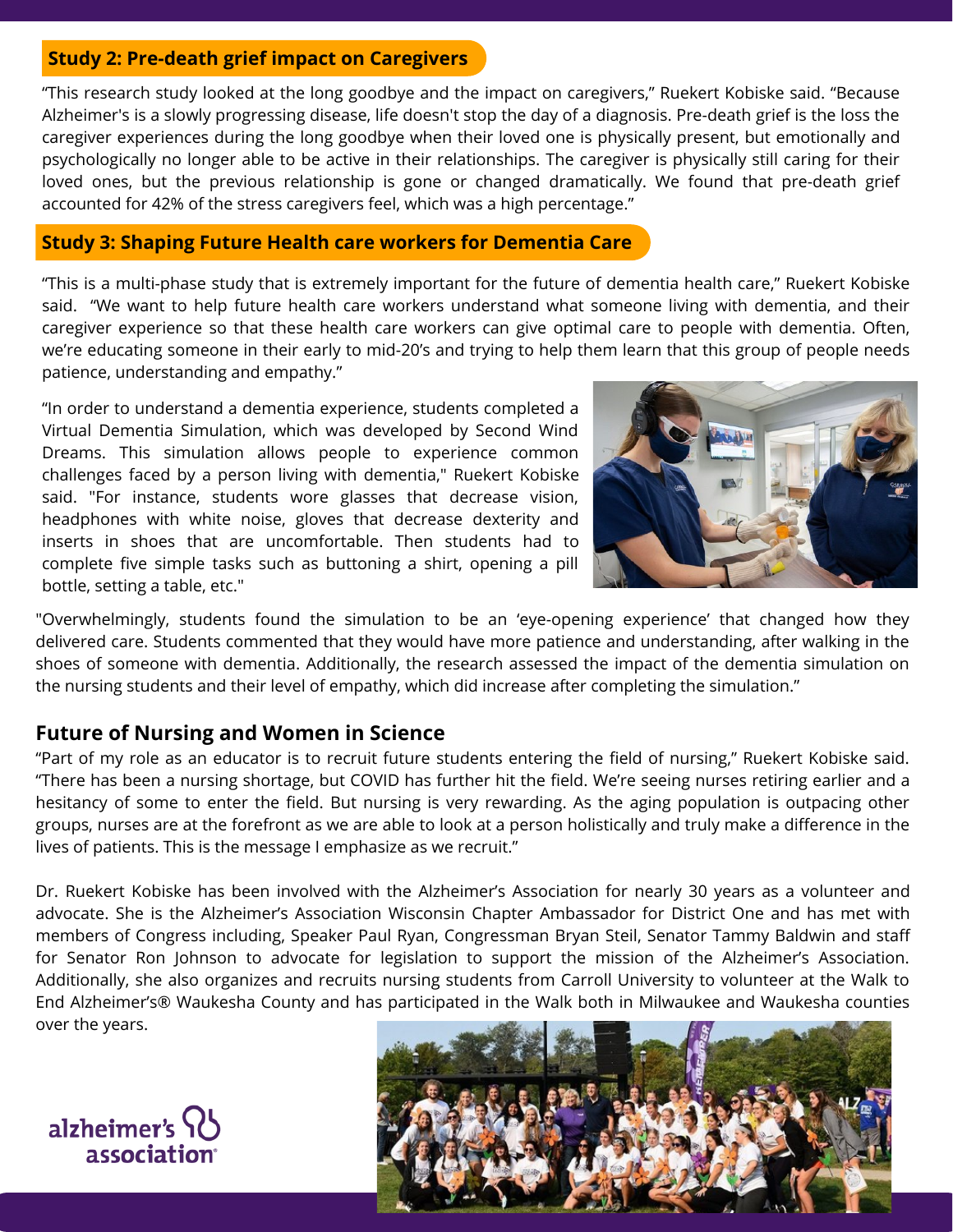## Study 2: Pre-death grief impact on Caregivers

"This research study looked at the long goodbye and the impact on caregivers," Ruekert Kobiske said. "Because Alzheimer's is a slowly progressing disease, life doesn't stop the day of a diagnosis. Pre-death grief is the loss the caregiver experiences during the long goodbye when their loved one is physically present, but emotionally and psychologically no longer able to be active in their relationships. The caregiver is physically still caring for their loved ones, but the previous relationship is gone or changed dramatically. We found that pre-death grief accounted for 42% of the stress caregivers feel, which was a high percentage."

## Study 3: Shaping Future Health care workers for Dementia Care

"This is a multi-phase study that is extremely important for the future of dementia health care," Ruekert Kobiske said. "We want to help future health care workers understand what someone living with dementia, and their caregiver experience so that these health care workers can give optimal care to people with dementia. Often, we're educating someone in their early to mid-20's and trying to help them learn that this group of people needs patience, understanding and empathy."

"In order to understand a dementia experience, students completed a Virtual Dementia Simulation, which was developed by Second Wind Dreams. This simulation allows people to experience common challenges faced by a person living with dementia," Ruekert Kobiske said. "For instance, students wore glasses that decrease vision, headphones with white noise, gloves that decrease dexterity and inserts in shoes that are uncomfortable. Then students had to complete five simple tasks such as buttoning a shirt, opening a pill bottle, setting a table, etc."

"Overwhelmingly, students found the simulation to be an 'eye-opening experience' that changed how they delivered care. Students commented that they would have more patience and understanding, after walking in the shoes of someone with dementia. Additionally, the research assessed the impact of the dementia simulation on the nursing students and their level of empathy, which did increase after completing the simulation."

## Future of Nursing and Women in Science

"Part of my role as an educator is to recruit future students entering the field of nursing," Ruekert Kobiske said. "There has been a nursing shortage, but COVID has further hit the field. We're seeing nurses retiring earlier and a hesitancy of some to enter the field. But nursing is very rewarding. As the aging population is outpacing other groups, nurses are at the forefront as we are able to look at a person holistically and truly make a difference in the lives of patients. This is the message I emphasize as we recruit."

Dr. Ruekert Kobiske has been involved with the Alzheimer's Association for nearly 30 years as a volunteer and advocate. She is the Alzheimer's Association Wisconsin Chapter Ambassador for District One and has met with members of Congress including, Speaker Paul Ryan, Congressman Bryan Steil, Senator Tammy Baldwin and staff for Senator Ron Johnson to advocate for legislation to support the mission of the Alzheimer's Association. Additionally, she also organizes and recruits nursing students from Carroll University to volunteer at the Walk to End Alzheimer's® Waukesha County and has participated in the Walk both in Milwaukee and Waukesha counties over the years.

alzheimer's association®